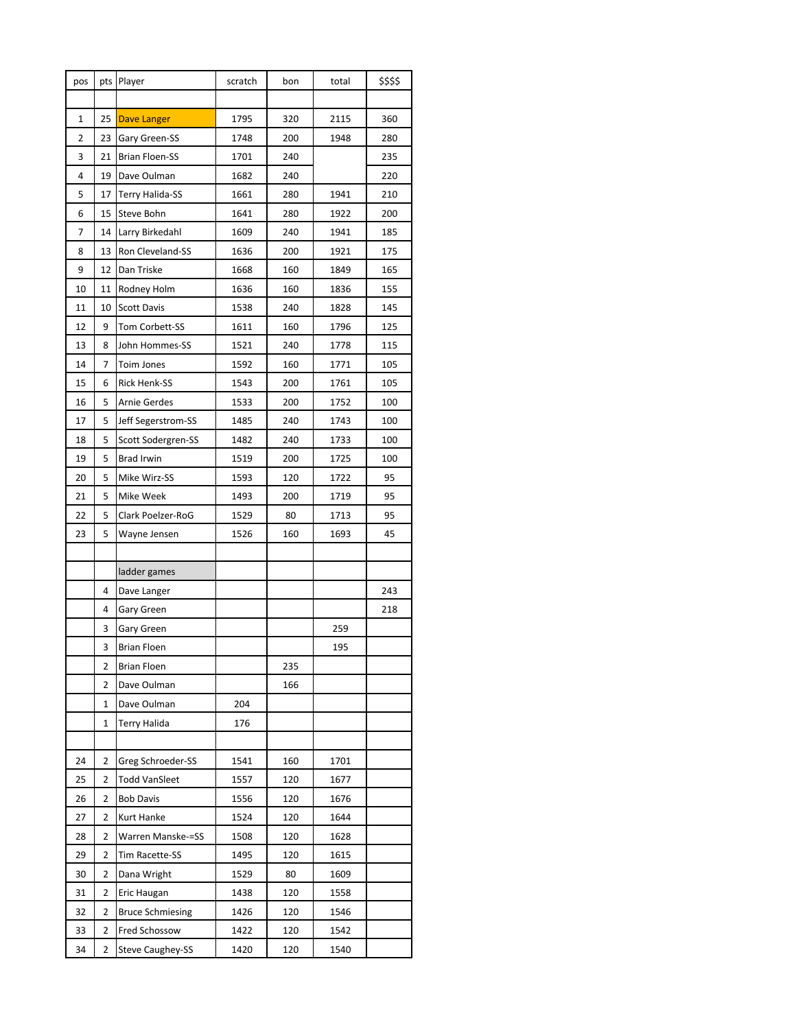| pos | pts | Player | scratch | bon | total | $$$$ |
|---|---|---|---|---|---|---|
| | | | | | | |
| 1 | 25 | Dave Langer | 1795 | 320 | 2115 | 360 |
| 2 | 23 | Gary Green-SS | 1748 | 200 | 1948 | 280 |
| 3 | 21 | Brian Floen-SS | 1701 | 240 | | 235 |
| 4 | 19 | Dave Oulman | 1682 | 240 | | 220 |
| 5 | 17 | Terry Halida-SS | 1661 | 280 | 1941 | 210 |
| 6 | 15 | Steve Bohn | 1641 | 280 | 1922 | 200 |
| 7 | 14 | Larry Birkedahl | 1609 | 240 | 1941 | 185 |
| 8 | 13 | Ron Cleveland-SS | 1636 | 200 | 1921 | 175 |
| 9 | 12 | Dan Triske | 1668 | 160 | 1849 | 165 |
| 10 | 11 | Rodney Holm | 1636 | 160 | 1836 | 155 |
| 11 | 10 | Scott Davis | 1538 | 240 | 1828 | 145 |
| 12 | 9 | Tom Corbett-SS | 1611 | 160 | 1796 | 125 |
| 13 | 8 | John Hommes-SS | 1521 | 240 | 1778 | 115 |
| 14 | 7 | Toim Jones | 1592 | 160 | 1771 | 105 |
| 15 | 6 | Rick Henk-SS | 1543 | 200 | 1761 | 105 |
| 16 | 5 | Arnie Gerdes | 1533 | 200 | 1752 | 100 |
| 17 | 5 | Jeff Segerstrom-SS | 1485 | 240 | 1743 | 100 |
| 18 | 5 | Scott Sodergren-SS | 1482 | 240 | 1733 | 100 |
| 19 | 5 | Brad Irwin | 1519 | 200 | 1725 | 100 |
| 20 | 5 | Mike Wirz-SS | 1593 | 120 | 1722 | 95 |
| 21 | 5 | Mike Week | 1493 | 200 | 1719 | 95 |
| 22 | 5 | Clark Poelzer-RoG | 1529 | 80 | 1713 | 95 |
| 23 | 5 | Wayne Jensen | 1526 | 160 | 1693 | 45 |
| | | | | | | |
| | | ladder games | | | | |
| | 4 | Dave Langer | | | | 243 |
| | 4 | Gary Green | | | | 218 |
| | 3 | Gary Green | | | 259 | |
| | 3 | Brian Floen | | | 195 | |
| | 2 | Brian Floen | | 235 | | |
| | 2 | Dave Oulman | | 166 | | |
| | 1 | Dave Oulman | 204 | | | |
| | 1 | Terry Halida | 176 | | | |
| | | | | | | |
| 24 | 2 | Greg Schroeder-SS | 1541 | 160 | 1701 | |
| 25 | 2 | Todd VanSleet | 1557 | 120 | 1677 | |
| 26 | 2 | Bob Davis | 1556 | 120 | 1676 | |
| 27 | 2 | Kurt Hanke | 1524 | 120 | 1644 | |
| 28 | 2 | Warren Manske-=SS | 1508 | 120 | 1628 | |
| 29 | 2 | Tim Racette-SS | 1495 | 120 | 1615 | |
| 30 | 2 | Dana Wright | 1529 | 80 | 1609 | |
| 31 | 2 | Eric Haugan | 1438 | 120 | 1558 | |
| 32 | 2 | Bruce Schmiesing | 1426 | 120 | 1546 | |
| 33 | 2 | Fred Schossow | 1422 | 120 | 1542 | |
| 34 | 2 | Steve Caughey-SS | 1420 | 120 | 1540 | |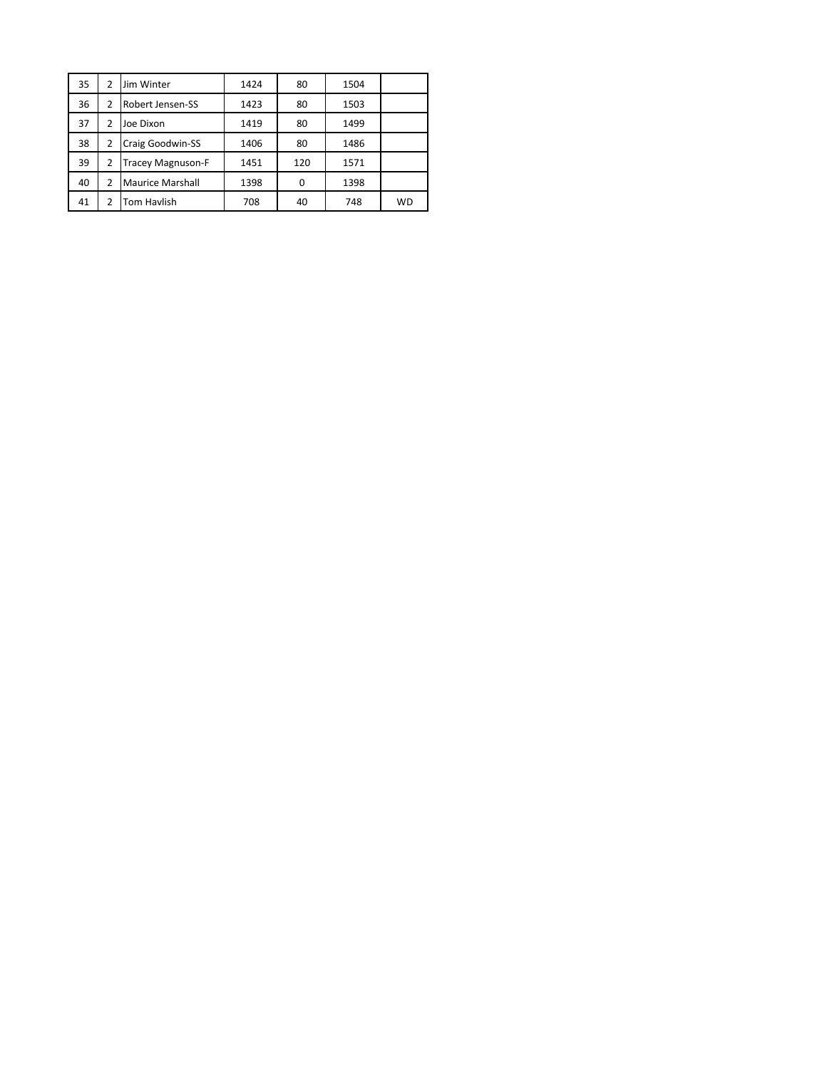| | | | | | | |
|---|---|---|---|---|---|---|
| 35 | 2 | Jim Winter | 1424 | 80 | 1504 | |
| 36 | 2 | Robert Jensen-SS | 1423 | 80 | 1503 | |
| 37 | 2 | Joe Dixon | 1419 | 80 | 1499 | |
| 38 | 2 | Craig Goodwin-SS | 1406 | 80 | 1486 | |
| 39 | 2 | Tracey Magnuson-F | 1451 | 120 | 1571 | |
| 40 | 2 | Maurice Marshall | 1398 | 0 | 1398 | |
| 41 | 2 | Tom Havlish | 708 | 40 | 748 | WD |